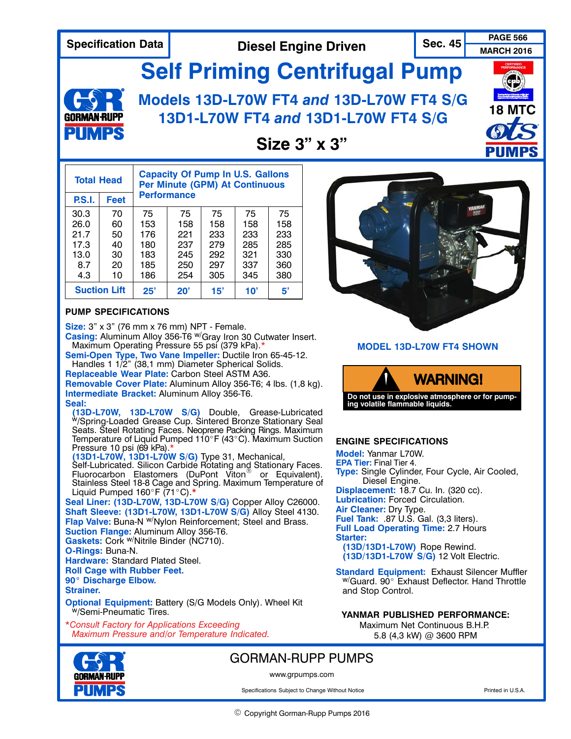Specification Data | Diesel Engine Driven | Sec. 45 | PAGE 566 | MARCH 2016

# Self Priming Centrifugal Pump

## Models 13D-L70W FT4 *and* 13D-L70W FT4 S/G 13D1-L70W FT4 *and* 13D1-L70W FT4 S/G

18 MTC

## Size 3" x 3"

| Total Head | | Capacity Of Pump In U.S. Gallons Per Minute (GPM) At Continuous Performance | | | | |
|---|---|---|---|---|---|---|
| P.S.I. | Feet | | | | | |
| 30.3 | 70 | 75 | 75 | 75 | 75 | 75 |
| 26.0 | 60 | 153 | 158 | 158 | 158 | 158 |
| 21.7 | 50 | 176 | 221 | 233 | 233 | 233 |
| 17.3 | 40 | 180 | 237 | 279 | 285 | 285 |
| 13.0 | 30 | 183 | 245 | 292 | 321 | 330 |
| 8.7 | 20 | 185 | 250 | 297 | 337 | 360 |
| 4.3 | 10 | 186 | 254 | 305 | 345 | 380 |
| Suction Lift | | 25' | 20' | 15' | 10' | 5' |

MODEL 13D-L70W FT4 SHOWN

**WARNING!**
Do not use in explosive atmosphere or for pumping volatile flammable liquids.

### PUMP SPECIFICATIONS

**Size:** 3" x 3" (76 mm x 76 mm) NPT - Female.
**Casing:** Aluminum Alloy 356-T6 W/Gray Iron 30 Cutwater Insert. Maximum Operating Pressure 55 psi (379 kPa).*
**Semi-Open Type, Two Vane Impeller:** Ductile Iron 65-45-12. Handles 1 1/2" (38,1 mm) Diameter Spherical Solids.
**Replaceable Wear Plate:** Carbon Steel ASTM A36.
**Removable Cover Plate:** Aluminum Alloy 356-T6; 4 lbs. (1,8 kg).
**Intermediate Bracket:** Aluminum Alloy 356-T6.
**Seal:**
**(13D-L70W, 13D-L70W S/G)** Double, Grease-Lubricated W/Spring-Loaded Grease Cup. Sintered Bronze Stationary Seal Seats. Steel Rotating Faces. Neoprene Packing Rings. Maximum Temperature of Liquid Pumped 110°F (43°C). Maximum Suction Pressure 10 psi (69 kPa).*
**(13D1-L70W, 13D1-L70W S/G)** Type 31, Mechanical, Self-Lubricated. Silicon Carbide Rotating and Stationary Faces. Fluorocarbon Elastomers (DuPont Viton® or Equivalent). Stainless Steel 18-8 Cage and Spring. Maximum Temperature of Liquid Pumped 160°F (71°C).*
**Seal Liner: (13D-L70W, 13D-L70W S/G)** Copper Alloy C26000.
**Shaft Sleeve: (13D1-L70W, 13D1-L70W S/G)** Alloy Steel 4130.
**Flap Valve:** Buna-N W/Nylon Reinforcement; Steel and Brass.
**Suction Flange:** Aluminum Alloy 356-T6.
**Gaskets:** Cork W/Nitrile Binder (NC710).
**O-Rings:** Buna-N.
**Hardware:** Standard Plated Steel.
**Roll Cage with Rubber Feet.**
**90° Discharge Elbow.**
**Strainer.**

**Optional Equipment:** Battery (S/G Models Only). Wheel Kit W/Semi-Pneumatic Tires.

**Consult Factory for Applications Exceeding Maximum Pressure and/or Temperature Indicated.*

### ENGINE SPECIFICATIONS

**Model:** Yanmar L70W.
**EPA Tier:** Final Tier 4.
**Type:** Single Cylinder, Four Cycle, Air Cooled, Diesel Engine.
**Displacement:** 18.7 Cu. In. (320 cc).
**Lubrication:** Forced Circulation.
**Air Cleaner:** Dry Type.
**Fuel Tank:** .87 U.S. Gal. (3,3 liters).
**Full Load Operating Time:** 2.7 Hours
**Starter:**
**(13D/13D1-L70W)** Rope Rewind.
**(13D/13D1-L70W S/G)** 12 Volt Electric.

**Standard Equipment:** Exhaust Silencer Muffler W/Guard. 90° Exhaust Deflector. Hand Throttle and Stop Control.

**YANMAR PUBLISHED PERFORMANCE:**
Maximum Net Continuous B.H.P.
5.8 (4,3 kW) @ 3600 RPM

GORMAN-RUPP PUMPS
www.grpumps.com
Specifications Subject to Change Without Notice
Printed in U.S.A.

© Copyright Gorman-Rupp Pumps 2016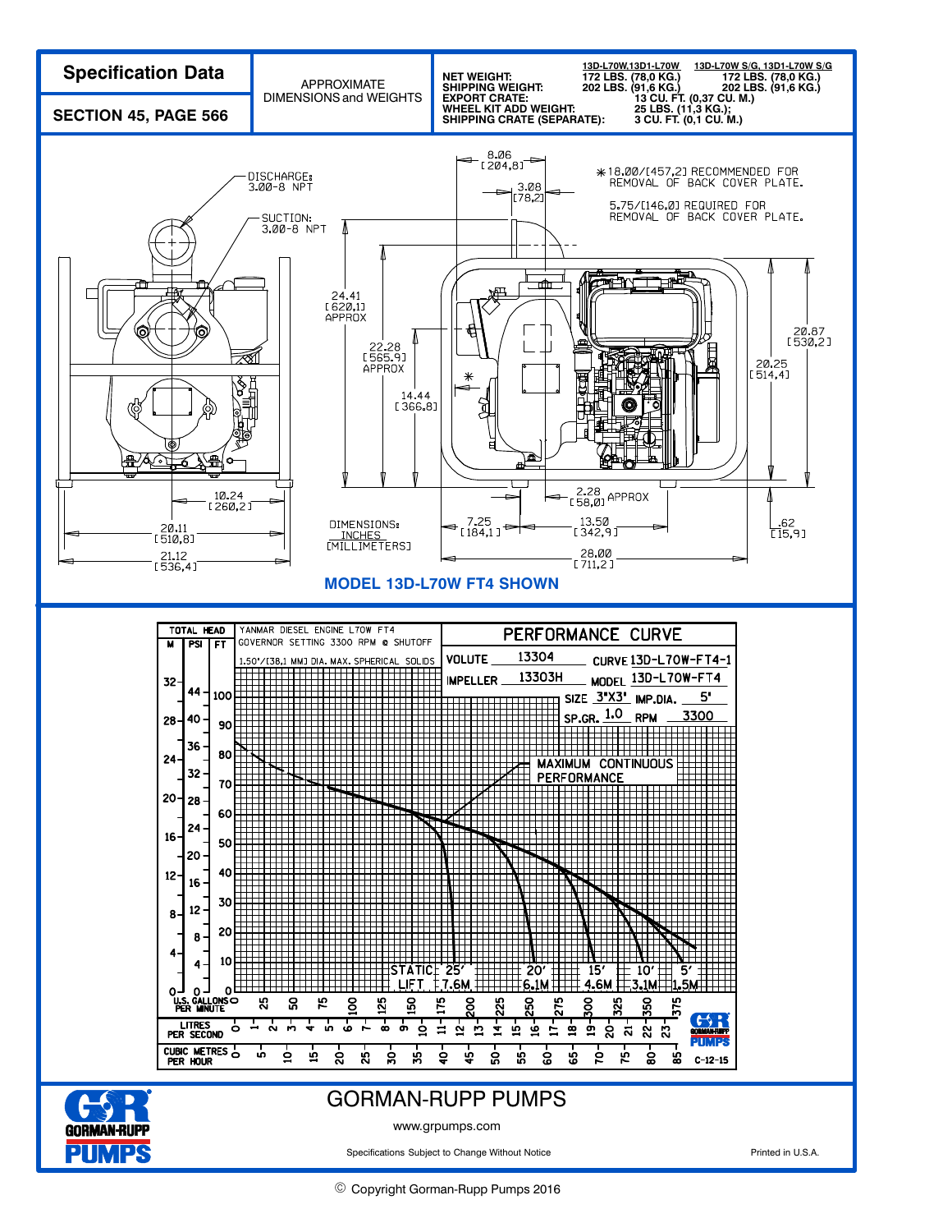# Specification Data

**SECTION 45, PAGE 566**

APPROXIMATE DIMENSIONS and WEIGHTS

| | 13D-L70W,13D1-L70W | 13D-L70W S/G, 13D1-L70W S/G |
|---|---|---|
| NET WEIGHT: | 172 LBS. (78,0 KG.) | 172 LBS. (78,0 KG.) |
| SHIPPING WEIGHT: | 202 LBS. (91,6 KG.) | 202 LBS. (91,6 KG.) |
| EXPORT CRATE: | 13 CU. FT. (0,37 CU. M.) | |
| WHEEL KIT ADD WEIGHT: | 25 LBS. (11,3 KG.); | |
| SHIPPING CRATE (SEPARATE): | 3 CU. FT. (0,1 CU. M.) | |

DISCHARGE: 3.00-8 NPT

SUCTION: 3.00-8 NPT

8.06 [204,8]

3.08 [78,2]

* 18.00/[457,2] RECOMMENDED FOR REMOVAL OF BACK COVER PLATE.

5.75/[146,0] REQUIRED FOR REMOVAL OF BACK COVER PLATE.

24.41 [620,1] APPROX

22.28 [565.9] APPROX

14.44 [366.8]

20.87 [530,2]

20.25 [514,4]

2.28 [58,0] APPROX

10.24 [260,2]

20.11 [510,8]

21.12 [536,4]

DIMENSIONS: INCHES [MILLIMETERS]

7.25 [184,1]

13.50 [342,9]

.62 [15,9]

28.00 [711,2]

**MODEL 13D-L70W FT4 SHOWN**

PERFORMANCE CURVE

YANMAR DIESEL ENGINE L70W FT4

GOVERNOR SETTING 3300 RPM @ SHUTOFF

1.50"/[38,1 MM] DIA. MAX. SPHERICAL SOLIDS

VOLUTE 13304

IMPELLER 13303H

CURVE 13D-L70W-FT4-1

MODEL 13D-L70W-FT4

SIZE 3"X3" IMP.DIA. 5"

SP.GR. 1.0 RPM 3300

MAXIMUM CONTINUOUS PERFORMANCE

TOTAL HEAD: M 0 4 8 12 16 20 24 28 32; PSI 0 4 8 12 16 20 24 28 32 36 40 44; FT 0 10 20 30 40 50 60 70 80 90 100

STATIC LIFT 25' 7.6M, 20' 6.1M, 15' 4.6M, 10' 3.1M, 5' 1.5M

U.S. GALLONS PER MINUTE 0 25 50 75 100 125 150 175 200 225 250 275 300 325 350 375

LITRES PER SECOND 0 1 2 3 4 5 6 7 8 9 10 11 12 13 14 15 16 17 18 19 20 21 22 23

CUBIC METRES PER HOUR 0 5 10 15 20 25 30 35 40 45 50 55 60 65 70 75 80 85

C-12-15

GORMAN-RUPP PUMPS

www.grpumps.com

Specifications Subject to Change Without Notice

Printed in U.S.A.

© Copyright Gorman-Rupp Pumps 2016